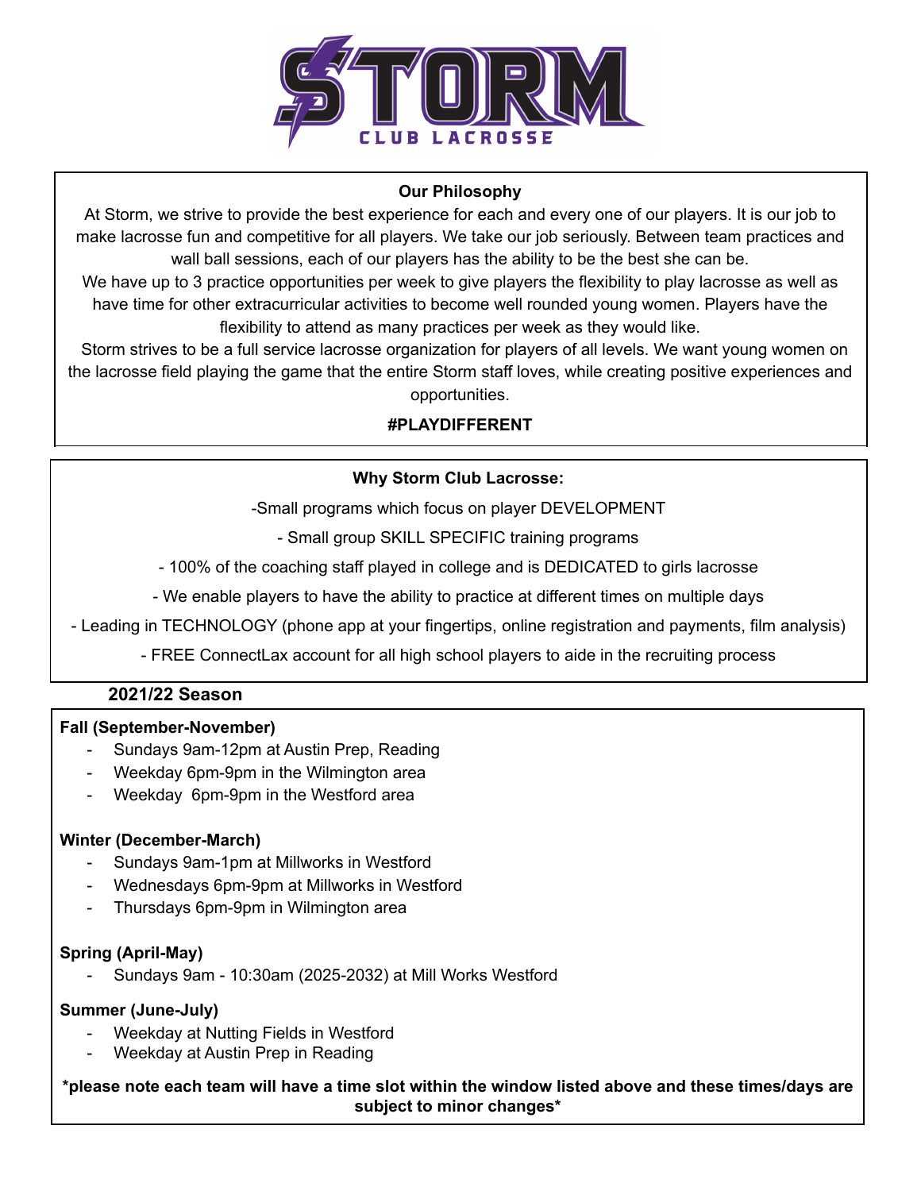# STORM CLUB LACROSSE

### Our Philosophy

At Storm, we strive to provide the best experience for each and every one of our players. It is our job to make lacrosse fun and competitive for all players. We take our job seriously. Between team practices and wall ball sessions, each of our players has the ability to be the best she can be.

We have up to 3 practice opportunities per week to give players the flexibility to play lacrosse as well as have time for other extracurricular activities to become well rounded young women. Players have the flexibility to attend as many practices per week as they would like.

Storm strives to be a full service lacrosse organization for players of all levels. We want young women on the lacrosse field playing the game that the entire Storm staff loves, while creating positive experiences and opportunities.

**#PLAYDIFFERENT**

### Why Storm Club Lacrosse:

-Small programs which focus on player DEVELOPMENT

- Small group SKILL SPECIFIC training programs

- 100% of the coaching staff played in college and is DEDICATED to girls lacrosse

- We enable players to have the ability to practice at different times on multiple days

- Leading in TECHNOLOGY (phone app at your fingertips, online registration and payments, film analysis)

- FREE ConnectLax account for all high school players to aide in the recruiting process

## 2021/22 Season

**Fall (September-November)**

- Sundays 9am-12pm at Austin Prep, Reading
- Weekday 6pm-9pm in the Wilmington area
- Weekday 6pm-9pm in the Westford area

**Winter (December-March)**

- Sundays 9am-1pm at Millworks in Westford
- Wednesdays 6pm-9pm at Millworks in Westford
- Thursdays 6pm-9pm in Wilmington area

**Spring (April-May)**

- Sundays 9am - 10:30am (2025-2032) at Mill Works Westford

**Summer (June-July)**

- Weekday at Nutting Fields in Westford
- Weekday at Austin Prep in Reading

**\*please note each team will have a time slot within the window listed above and these times/days are subject to minor changes\***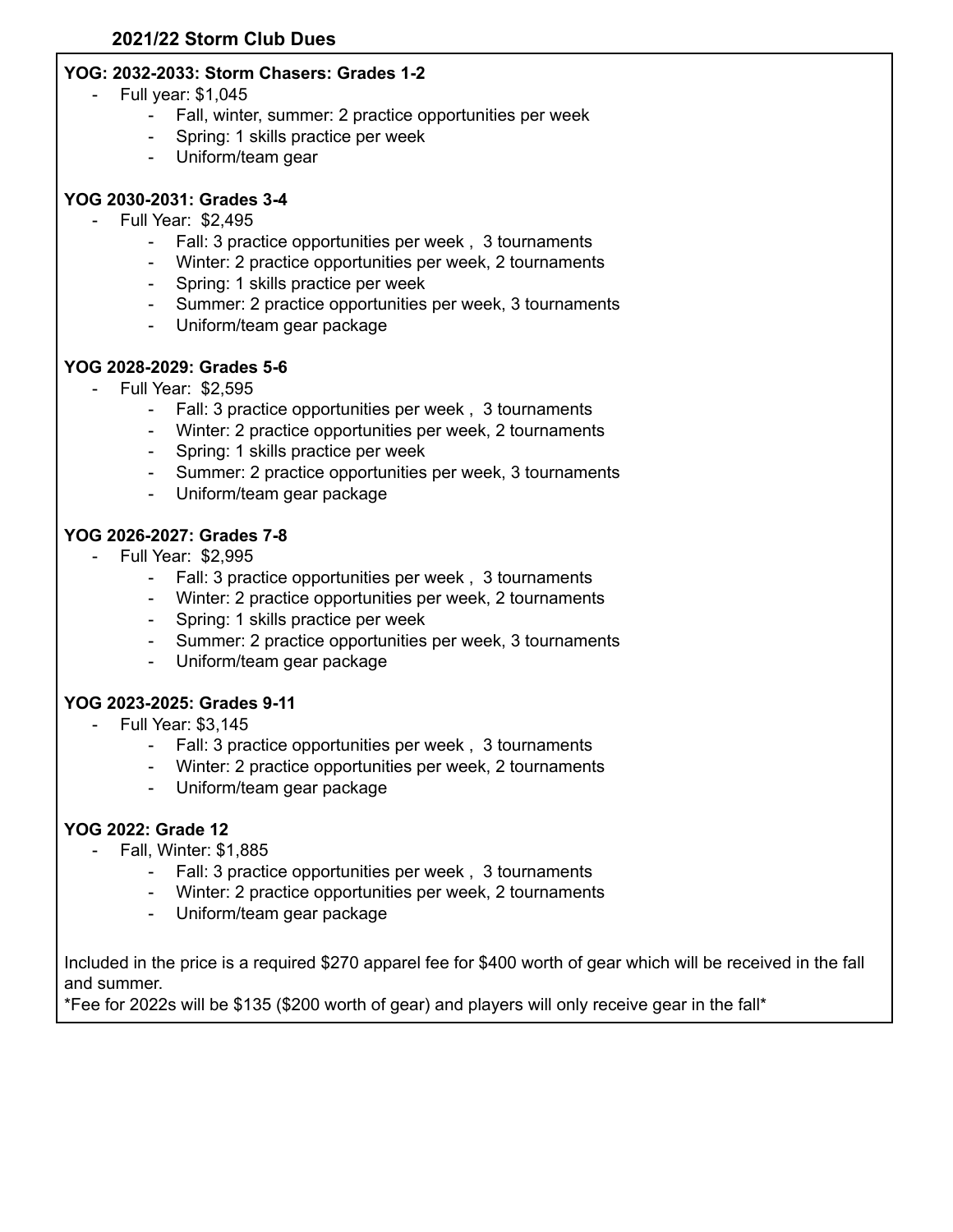## 2021/22 Storm Club Dues

**YOG: 2032-2033: Storm Chasers: Grades 1-2**

- Full year: $1,045
  - Fall, winter, summer: 2 practice opportunities per week
  - Spring: 1 skills practice per week
  - Uniform/team gear

**YOG 2030-2031: Grades 3-4**

- Full Year: $2,495
  - Fall: 3 practice opportunities per week , 3 tournaments
  - Winter: 2 practice opportunities per week, 2 tournaments
  - Spring: 1 skills practice per week
  - Summer: 2 practice opportunities per week, 3 tournaments
  - Uniform/team gear package

**YOG 2028-2029: Grades 5-6**

- Full Year: $2,595
  - Fall: 3 practice opportunities per week , 3 tournaments
  - Winter: 2 practice opportunities per week, 2 tournaments
  - Spring: 1 skills practice per week
  - Summer: 2 practice opportunities per week, 3 tournaments
  - Uniform/team gear package

**YOG 2026-2027: Grades 7-8**

- Full Year: $2,995
  - Fall: 3 practice opportunities per week , 3 tournaments
  - Winter: 2 practice opportunities per week, 2 tournaments
  - Spring: 1 skills practice per week
  - Summer: 2 practice opportunities per week, 3 tournaments
  - Uniform/team gear package

**YOG 2023-2025: Grades 9-11**

- Full Year: $3,145
  - Fall: 3 practice opportunities per week , 3 tournaments
  - Winter: 2 practice opportunities per week, 2 tournaments
  - Uniform/team gear package

**YOG 2022: Grade 12**

- Fall, Winter: $1,885
  - Fall: 3 practice opportunities per week , 3 tournaments
  - Winter: 2 practice opportunities per week, 2 tournaments
  - Uniform/team gear package

Included in the price is a required $270 apparel fee for $400 worth of gear which will be received in the fall and summer.

*Fee for 2022s will be $135 ($200 worth of gear) and players will only receive gear in the fall*